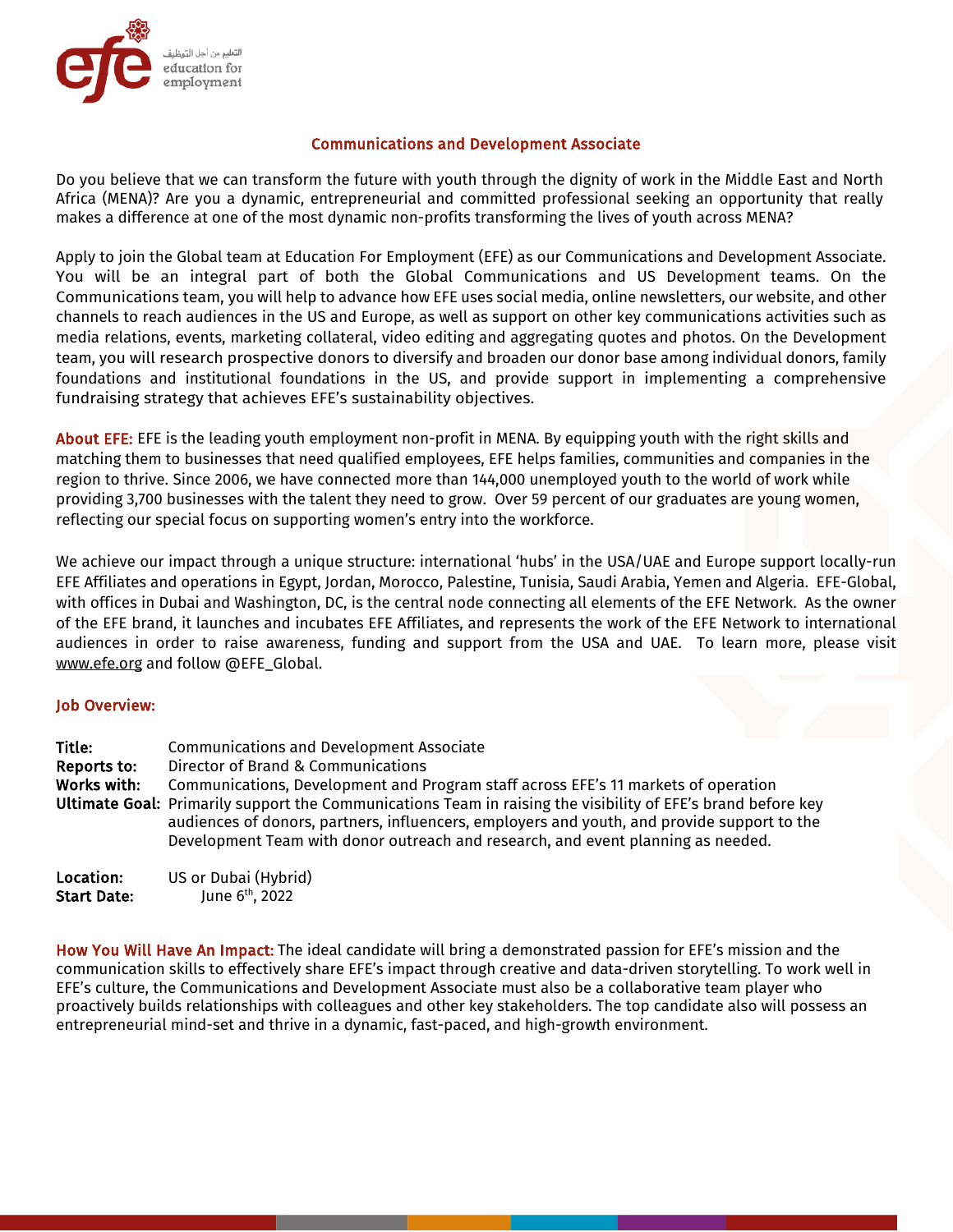التعليم من أجل التوظيف
education for employment

## Communications and Development Associate

Do you believe that we can transform the future with youth through the dignity of work in the Middle East and North Africa (MENA)? Are you a dynamic, entrepreneurial and committed professional seeking an opportunity that really makes a difference at one of the most dynamic non-profits transforming the lives of youth across MENA?

Apply to join the Global team at Education For Employment (EFE) as our Communications and Development Associate. You will be an integral part of both the Global Communications and US Development teams. On the Communications team, you will help to advance how EFE uses social media, online newsletters, our website, and other channels to reach audiences in the US and Europe, as well as support on other key communications activities such as media relations, events, marketing collateral, video editing and aggregating quotes and photos. On the Development team, you will research prospective donors to diversify and broaden our donor base among individual donors, family foundations and institutional foundations in the US, and provide support in implementing a comprehensive fundraising strategy that achieves EFE's sustainability objectives.

**About EFE:** EFE is the leading youth employment non-profit in MENA. By equipping youth with the right skills and matching them to businesses that need qualified employees, EFE helps families, communities and companies in the region to thrive. Since 2006, we have connected more than 144,000 unemployed youth to the world of work while providing 3,700 businesses with the talent they need to grow. Over 59 percent of our graduates are young women, reflecting our special focus on supporting women's entry into the workforce.

We achieve our impact through a unique structure: international 'hubs' in the USA/UAE and Europe support locally-run EFE Affiliates and operations in Egypt, Jordan, Morocco, Palestine, Tunisia, Saudi Arabia, Yemen and Algeria. EFE-Global, with offices in Dubai and Washington, DC, is the central node connecting all elements of the EFE Network. As the owner of the EFE brand, it launches and incubates EFE Affiliates, and represents the work of the EFE Network to international audiences in order to raise awareness, funding and support from the USA and UAE. To learn more, please visit www.efe.org and follow @EFE_Global.

### Job Overview:

**Title:** Communications and Development Associate
**Reports to:** Director of Brand & Communications
**Works with:** Communications, Development and Program staff across EFE's 11 markets of operation
**Ultimate Goal:** Primarily support the Communications Team in raising the visibility of EFE's brand before key audiences of donors, partners, influencers, employers and youth, and provide support to the Development Team with donor outreach and research, and event planning as needed.

**Location:** US or Dubai (Hybrid)
**Start Date:** June 6th, 2022

**How You Will Have An Impact:** The ideal candidate will bring a demonstrated passion for EFE's mission and the communication skills to effectively share EFE's impact through creative and data-driven storytelling. To work well in EFE's culture, the Communications and Development Associate must also be a collaborative team player who proactively builds relationships with colleagues and other key stakeholders. The top candidate also will possess an entrepreneurial mind-set and thrive in a dynamic, fast-paced, and high-growth environment.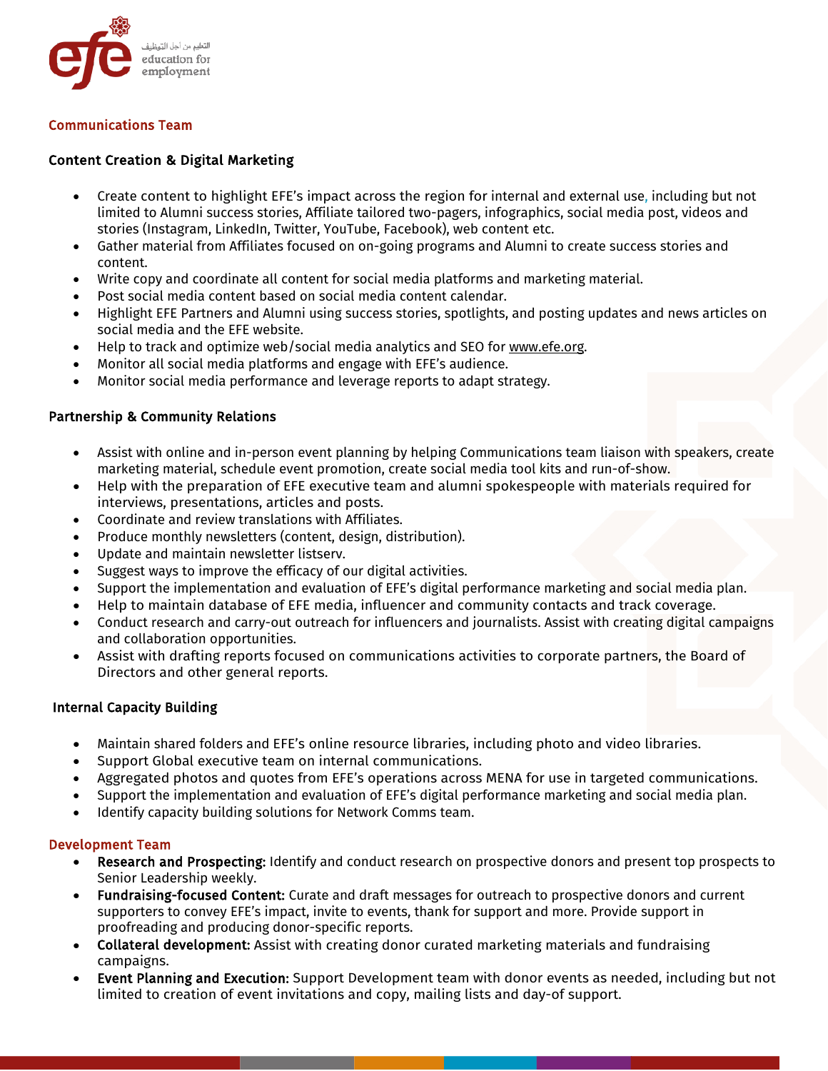## Communications Team

### Content Creation & Digital Marketing

- Create content to highlight EFE's impact across the region for internal and external use, including but not limited to Alumni success stories, Affiliate tailored two-pagers, infographics, social media post, videos and stories (Instagram, LinkedIn, Twitter, YouTube, Facebook), web content etc.
- Gather material from Affiliates focused on on-going programs and Alumni to create success stories and content.
- Write copy and coordinate all content for social media platforms and marketing material.
- Post social media content based on social media content calendar.
- Highlight EFE Partners and Alumni using success stories, spotlights, and posting updates and news articles on social media and the EFE website.
- Help to track and optimize web/social media analytics and SEO for www.efe.org.
- Monitor all social media platforms and engage with EFE's audience.
- Monitor social media performance and leverage reports to adapt strategy.

### Partnership & Community Relations

- Assist with online and in-person event planning by helping Communications team liaison with speakers, create marketing material, schedule event promotion, create social media tool kits and run-of-show.
- Help with the preparation of EFE executive team and alumni spokespeople with materials required for interviews, presentations, articles and posts.
- Coordinate and review translations with Affiliates.
- Produce monthly newsletters (content, design, distribution).
- Update and maintain newsletter listserv.
- Suggest ways to improve the efficacy of our digital activities.
- Support the implementation and evaluation of EFE's digital performance marketing and social media plan.
- Help to maintain database of EFE media, influencer and community contacts and track coverage.
- Conduct research and carry-out outreach for influencers and journalists. Assist with creating digital campaigns and collaboration opportunities.
- Assist with drafting reports focused on communications activities to corporate partners, the Board of Directors and other general reports.

### Internal Capacity Building

- Maintain shared folders and EFE's online resource libraries, including photo and video libraries.
- Support Global executive team on internal communications.
- Aggregated photos and quotes from EFE's operations across MENA for use in targeted communications.
- Support the implementation and evaluation of EFE's digital performance marketing and social media plan.
- Identify capacity building solutions for Network Comms team.

## Development Team

- **Research and Prospecting:** Identify and conduct research on prospective donors and present top prospects to Senior Leadership weekly.
- **Fundraising-focused Content:** Curate and draft messages for outreach to prospective donors and current supporters to convey EFE's impact, invite to events, thank for support and more. Provide support in proofreading and producing donor-specific reports.
- **Collateral development:** Assist with creating donor curated marketing materials and fundraising campaigns.
- **Event Planning and Execution:** Support Development team with donor events as needed, including but not limited to creation of event invitations and copy, mailing lists and day-of support.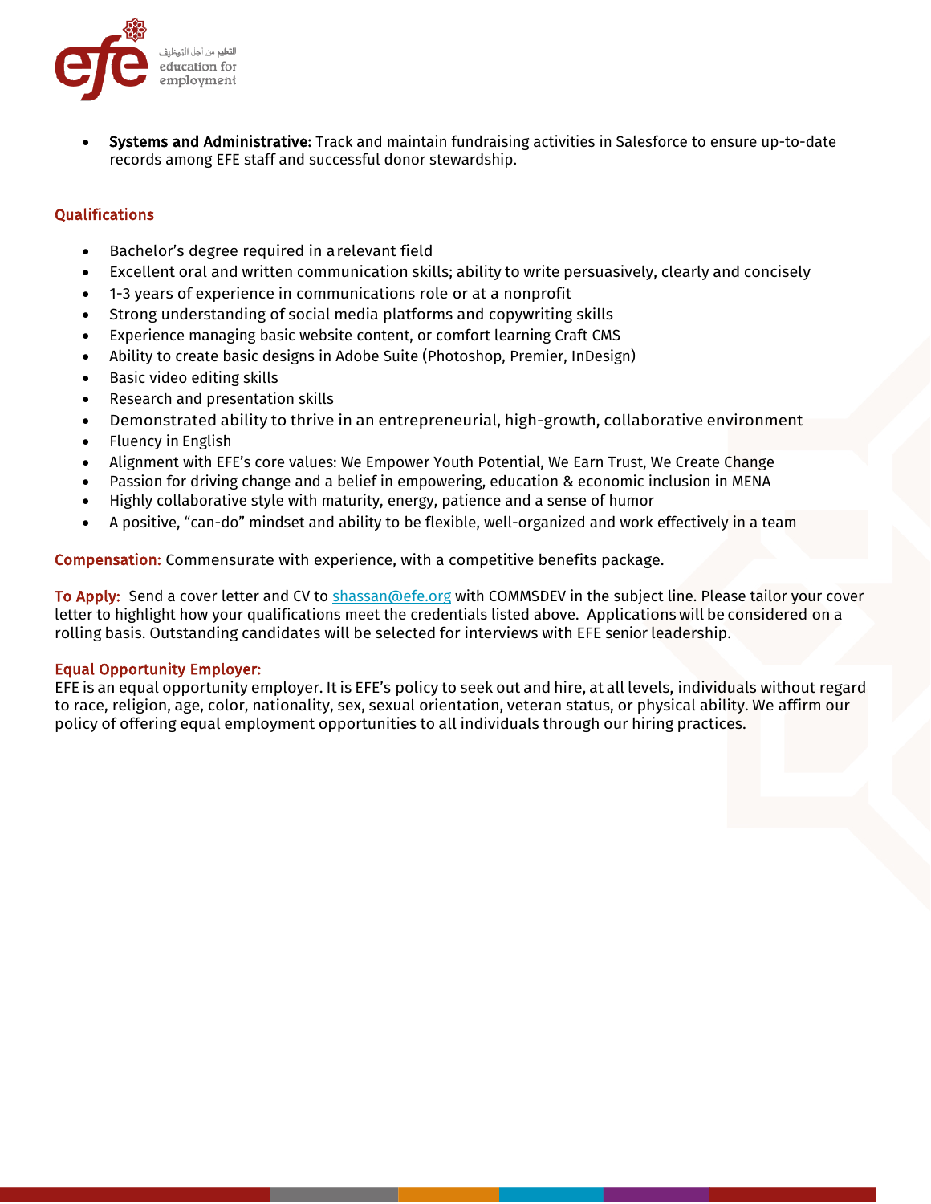- **Systems and Administrative:** Track and maintain fundraising activities in Salesforce to ensure up-to-date records among EFE staff and successful donor stewardship.

## Qualifications

- Bachelor's degree required in a relevant field
- Excellent oral and written communication skills; ability to write persuasively, clearly and concisely
- 1-3 years of experience in communications role or at a nonprofit
- Strong understanding of social media platforms and copywriting skills
- Experience managing basic website content, or comfort learning Craft CMS
- Ability to create basic designs in Adobe Suite (Photoshop, Premier, InDesign)
- Basic video editing skills
- Research and presentation skills
- Demonstrated ability to thrive in an entrepreneurial, high-growth, collaborative environment
- Fluency in English
- Alignment with EFE's core values: We Empower Youth Potential, We Earn Trust, We Create Change
- Passion for driving change and a belief in empowering, education & economic inclusion in MENA
- Highly collaborative style with maturity, energy, patience and a sense of humor
- A positive, "can-do" mindset and ability to be flexible, well-organized and work effectively in a team

**Compensation:** Commensurate with experience, with a competitive benefits package.

**To Apply:** Send a cover letter and CV to shassan@efe.org with COMMSDEV in the subject line. Please tailor your cover letter to highlight how your qualifications meet the credentials listed above. Applications will be considered on a rolling basis. Outstanding candidates will be selected for interviews with EFE senior leadership.

**Equal Opportunity Employer:**
EFE is an equal opportunity employer. It is EFE's policy to seek out and hire, at all levels, individuals without regard to race, religion, age, color, nationality, sex, sexual orientation, veteran status, or physical ability. We affirm our policy of offering equal employment opportunities to all individuals through our hiring practices.